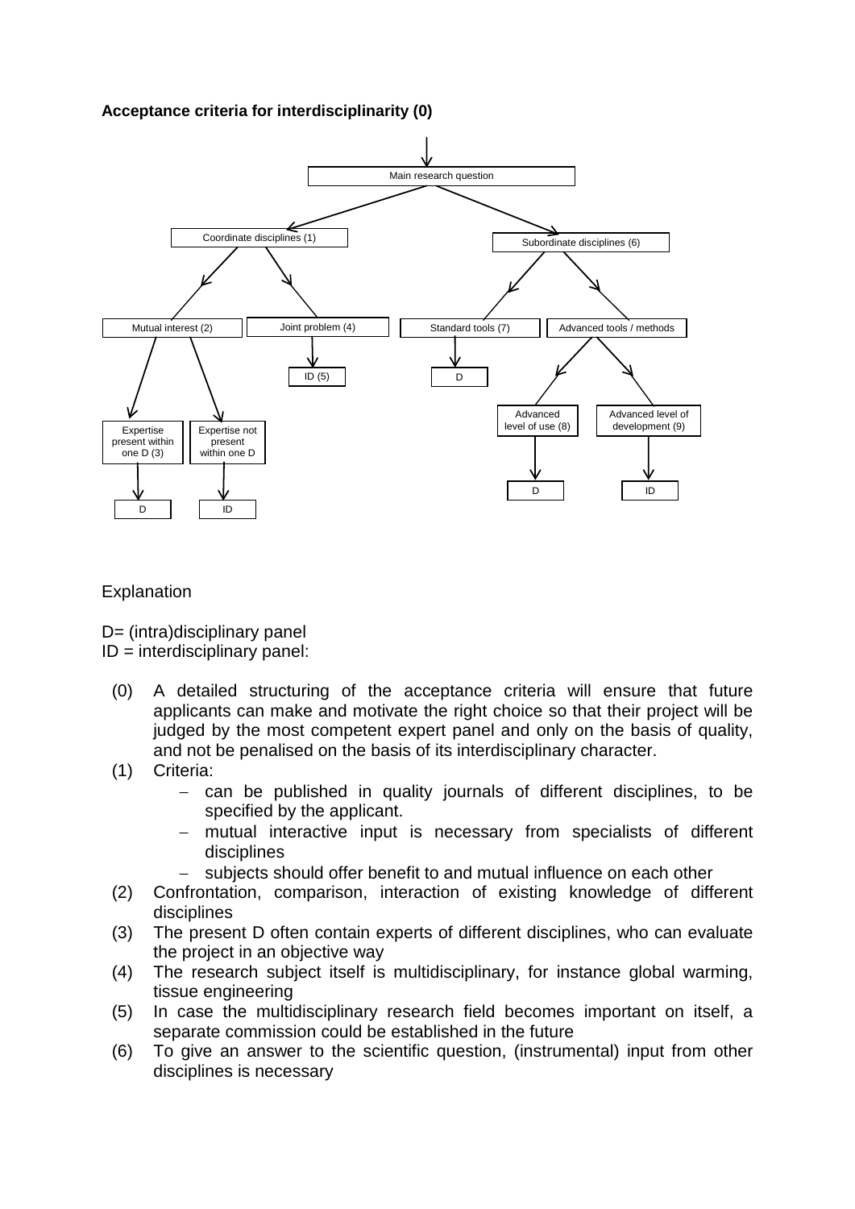**Acceptance criteria for interdisciplinarity (0)**

- Main research question
  - Coordinate disciplines (1)
    - Mutual interest (2)
      - Expertise present within one D (3) → D
      - Expertise not present within one D → ID
    - Joint problem (4) → ID (5)
  - Subordinate disciplines (6)
    - Standard tools (7) → D
    - Advanced tools / methods
      - Advanced level of use (8) → D
      - Advanced level of development (9) → ID

Explanation

D= (intra)disciplinary panel
ID = interdisciplinary panel:

(0) A detailed structuring of the acceptance criteria will ensure that future applicants can make and motivate the right choice so that their project will be judged by the most competent expert panel and only on the basis of quality, and not be penalised on the basis of its interdisciplinary character.

(1) Criteria:
- can be published in quality journals of different disciplines, to be specified by the applicant.
- mutual interactive input is necessary from specialists of different disciplines
- subjects should offer benefit to and mutual influence on each other

(2) Confrontation, comparison, interaction of existing knowledge of different disciplines

(3) The present D often contain experts of different disciplines, who can evaluate the project in an objective way

(4) The research subject itself is multidisciplinary, for instance global warming, tissue engineering

(5) In case the multidisciplinary research field becomes important on itself, a separate commission could be established in the future

(6) To give an answer to the scientific question, (instrumental) input from other disciplines is necessary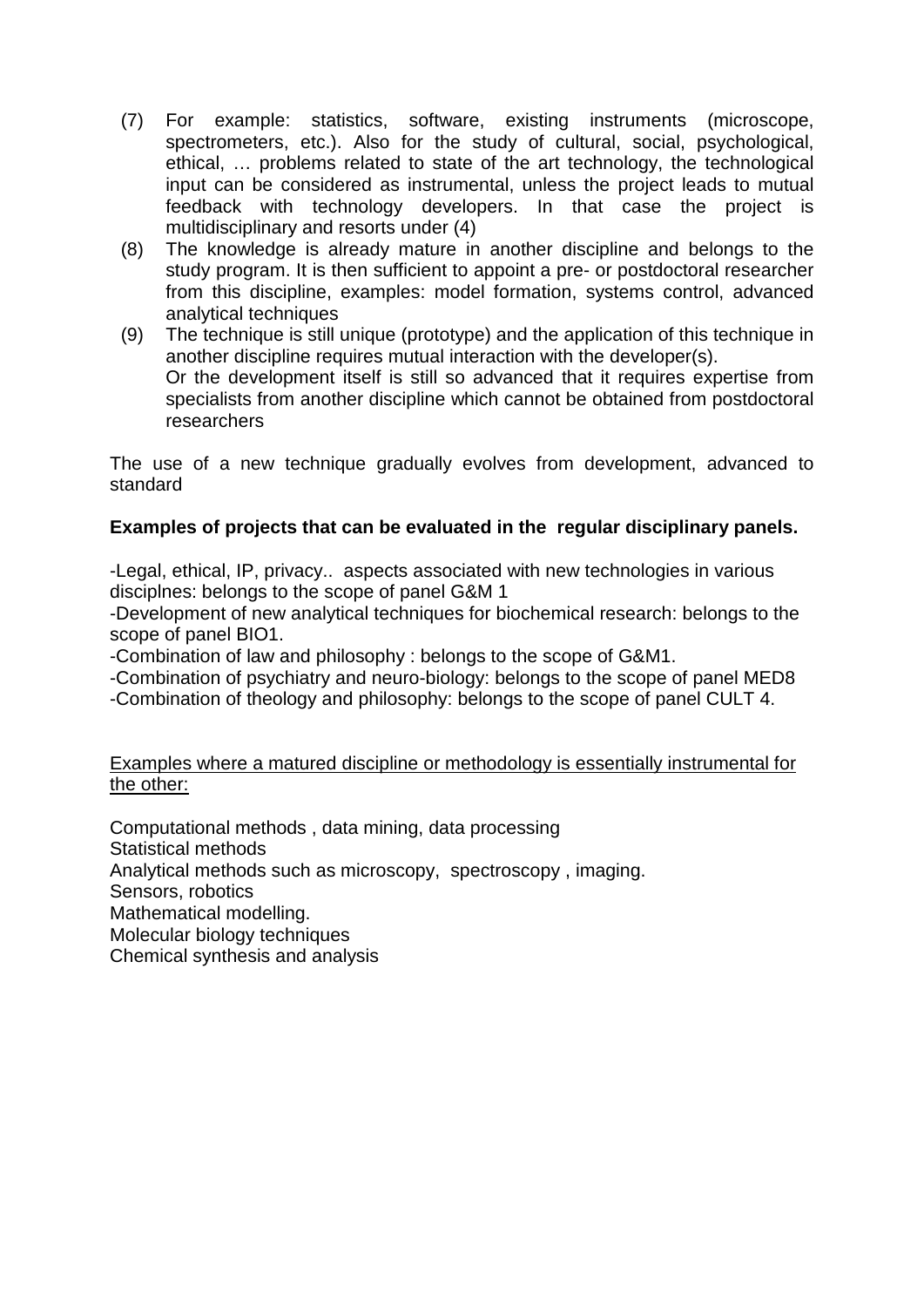(7) For example: statistics, software, existing instruments (microscope, spectrometers, etc.). Also for the study of cultural, social, psychological, ethical, … problems related to state of the art technology, the technological input can be considered as instrumental, unless the project leads to mutual feedback with technology developers. In that case the project is multidisciplinary and resorts under (4)

(8) The knowledge is already mature in another discipline and belongs to the study program. It is then sufficient to appoint a pre- or postdoctoral researcher from this discipline, examples: model formation, systems control, advanced analytical techniques

(9) The technique is still unique (prototype) and the application of this technique in another discipline requires mutual interaction with the developer(s).
Or the development itself is still so advanced that it requires expertise from specialists from another discipline which cannot be obtained from postdoctoral researchers

The use of a new technique gradually evolves from development, advanced to standard

**Examples of projects that can be evaluated in the regular disciplinary panels.**

-Legal, ethical, IP, privacy.. aspects associated with new technologies in various disciplnes: belongs to the scope of panel G&M 1
-Development of new analytical techniques for biochemical research: belongs to the scope of panel BIO1.
-Combination of law and philosophy : belongs to the scope of G&M1.
-Combination of psychiatry and neuro-biology: belongs to the scope of panel MED8
-Combination of theology and philosophy: belongs to the scope of panel CULT 4.

<u>Examples where a matured discipline or methodology is essentially instrumental for the other:</u>

Computational methods , data mining, data processing
Statistical methods
Analytical methods such as microscopy, spectroscopy , imaging.
Sensors, robotics
Mathematical modelling.
Molecular biology techniques
Chemical synthesis and analysis